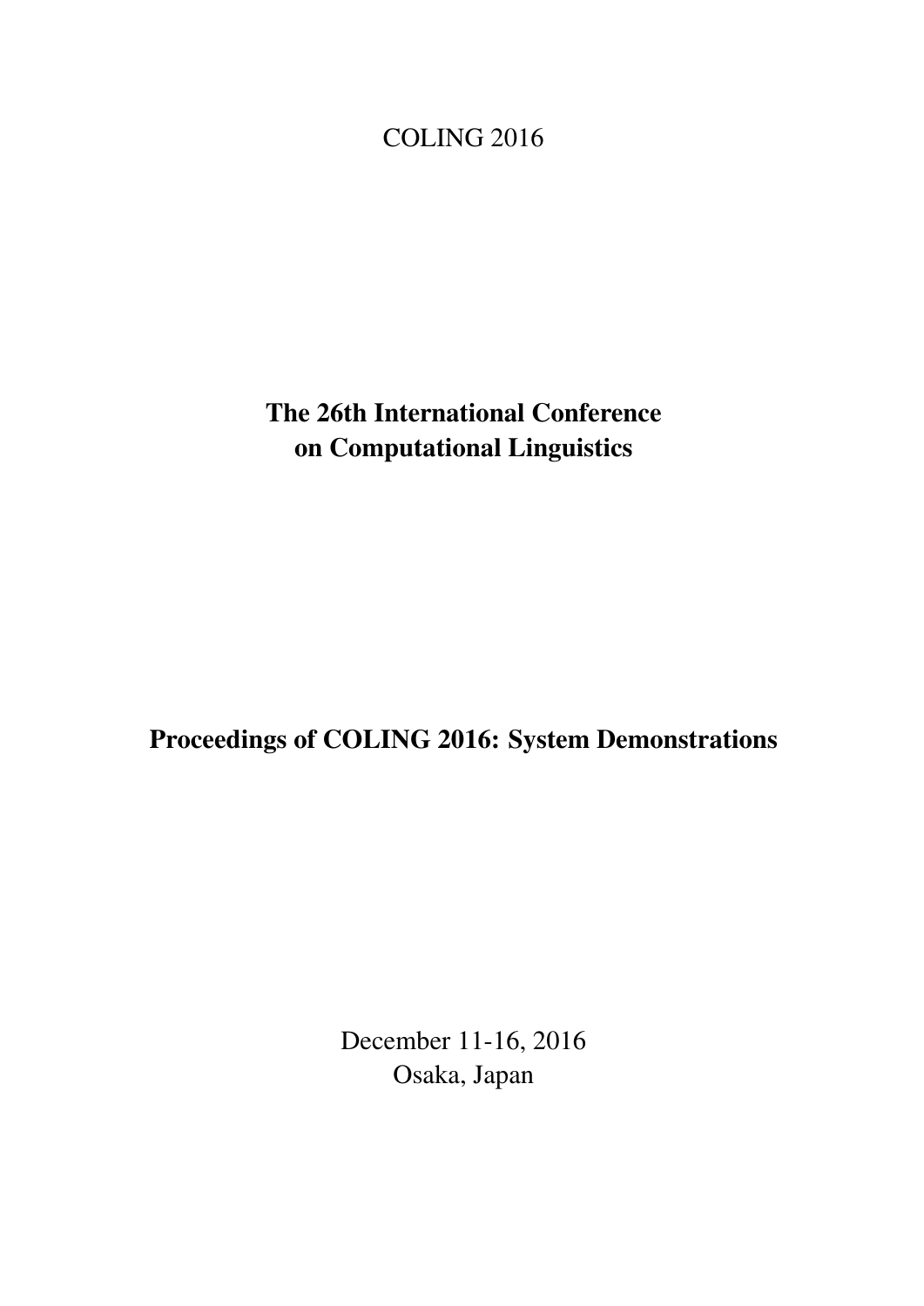COLING 2016

# The 26th International Conference on Computational Linguistics

## Proceedings of COLING 2016: System Demonstrations

December 11-16, 2016
Osaka, Japan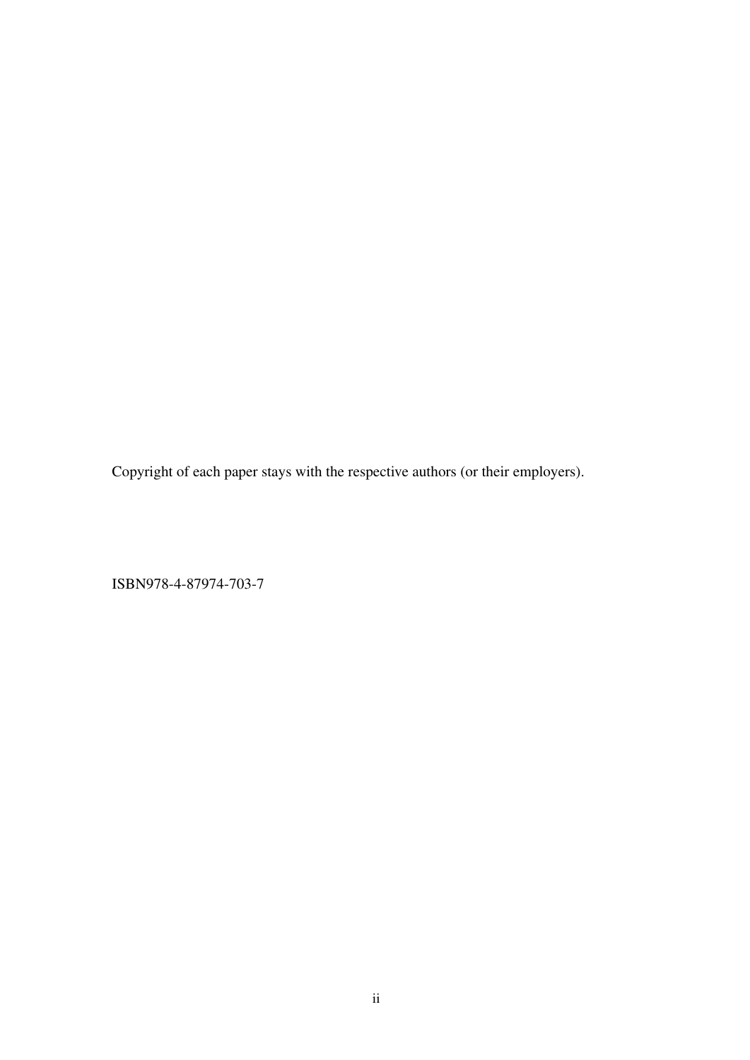Copyright of each paper stays with the respective authors (or their employers).

ISBN978-4-87974-703-7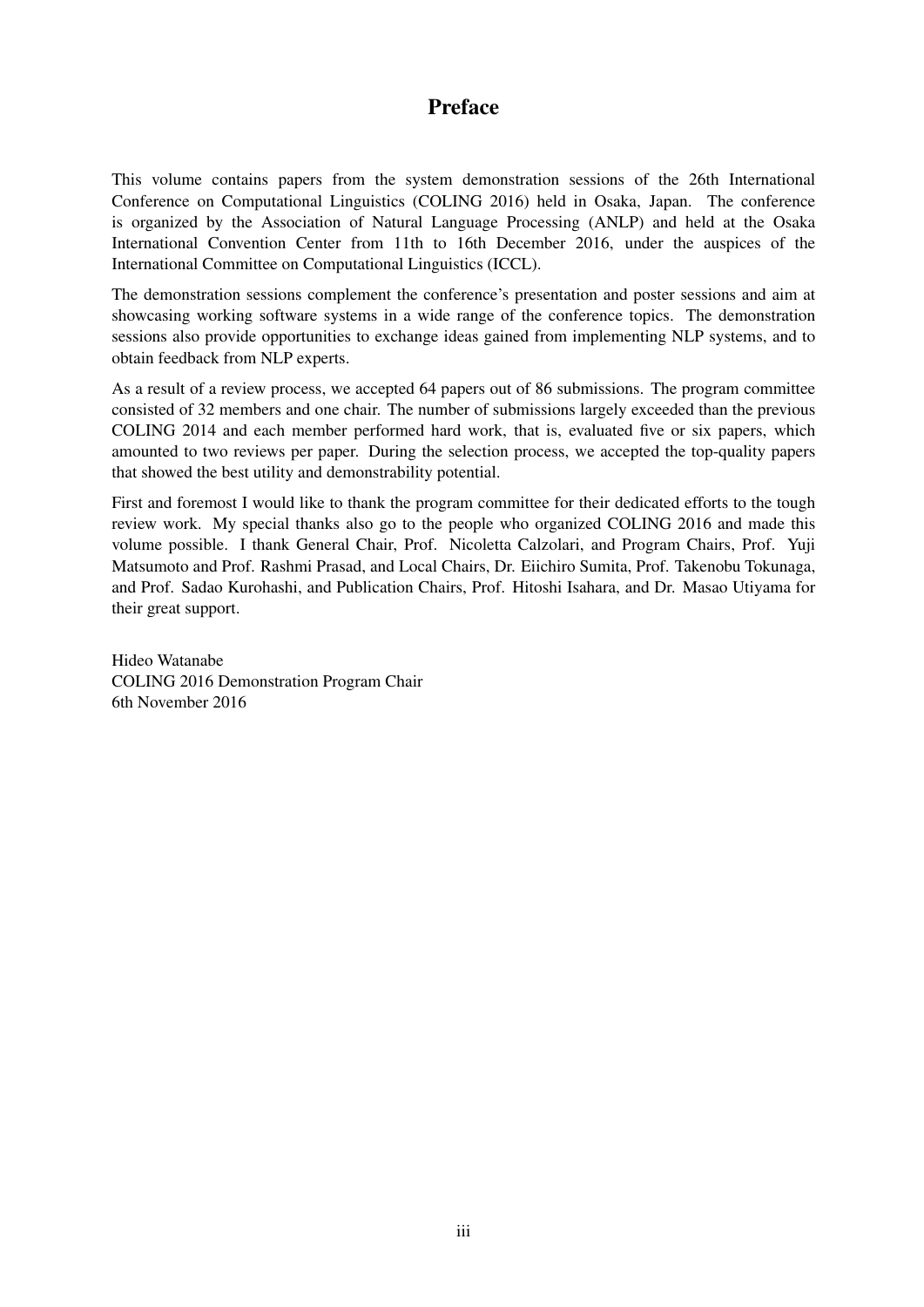# Preface

This volume contains papers from the system demonstration sessions of the 26th International Conference on Computational Linguistics (COLING 2016) held in Osaka, Japan. The conference is organized by the Association of Natural Language Processing (ANLP) and held at the Osaka International Convention Center from 11th to 16th December 2016, under the auspices of the International Committee on Computational Linguistics (ICCL).

The demonstration sessions complement the conference's presentation and poster sessions and aim at showcasing working software systems in a wide range of the conference topics. The demonstration sessions also provide opportunities to exchange ideas gained from implementing NLP systems, and to obtain feedback from NLP experts.

As a result of a review process, we accepted 64 papers out of 86 submissions. The program committee consisted of 32 members and one chair. The number of submissions largely exceeded than the previous COLING 2014 and each member performed hard work, that is, evaluated five or six papers, which amounted to two reviews per paper. During the selection process, we accepted the top-quality papers that showed the best utility and demonstrability potential.

First and foremost I would like to thank the program committee for their dedicated efforts to the tough review work. My special thanks also go to the people who organized COLING 2016 and made this volume possible. I thank General Chair, Prof. Nicoletta Calzolari, and Program Chairs, Prof. Yuji Matsumoto and Prof. Rashmi Prasad, and Local Chairs, Dr. Eiichiro Sumita, Prof. Takenobu Tokunaga, and Prof. Sadao Kurohashi, and Publication Chairs, Prof. Hitoshi Isahara, and Dr. Masao Utiyama for their great support.

Hideo Watanabe
COLING 2016 Demonstration Program Chair
6th November 2016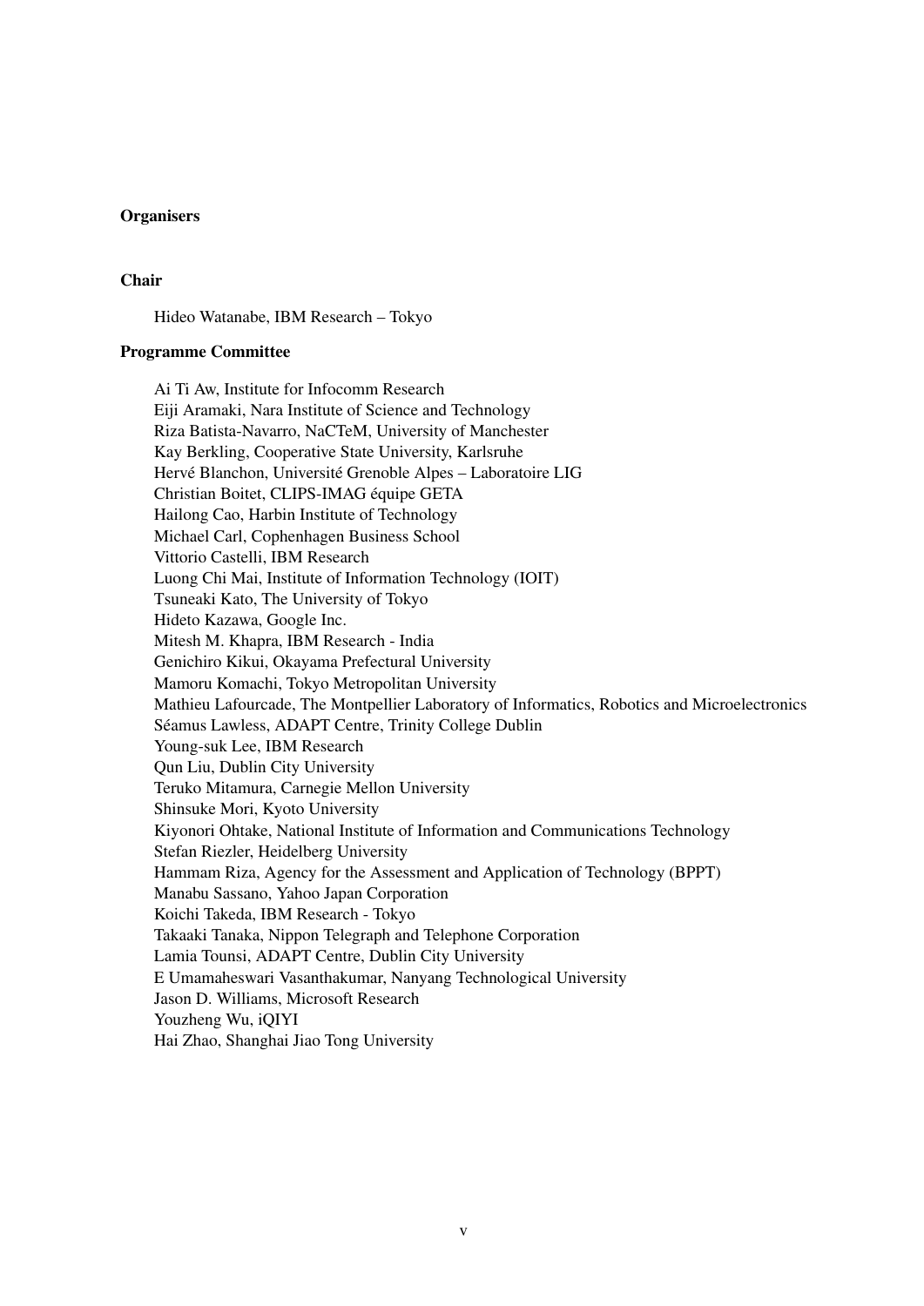# Organisers

## Chair

Hideo Watanabe, IBM Research – Tokyo

## Programme Committee

Ai Ti Aw, Institute for Infocomm Research
Eiji Aramaki, Nara Institute of Science and Technology
Riza Batista-Navarro, NaCTeM, University of Manchester
Kay Berkling, Cooperative State University, Karlsruhe
Hervé Blanchon, Université Grenoble Alpes – Laboratoire LIG
Christian Boitet, CLIPS-IMAG équipe GETA
Hailong Cao, Harbin Institute of Technology
Michael Carl, Cophenhagen Business School
Vittorio Castelli, IBM Research
Luong Chi Mai, Institute of Information Technology (IOIT)
Tsuneaki Kato, The University of Tokyo
Hideto Kazawa, Google Inc.
Mitesh M. Khapra, IBM Research - India
Genichiro Kikui, Okayama Prefectural University
Mamoru Komachi, Tokyo Metropolitan University
Mathieu Lafourcade, The Montpellier Laboratory of Informatics, Robotics and Microelectronics
Séamus Lawless, ADAPT Centre, Trinity College Dublin
Young-suk Lee, IBM Research
Qun Liu, Dublin City University
Teruko Mitamura, Carnegie Mellon University
Shinsuke Mori, Kyoto University
Kiyonori Ohtake, National Institute of Information and Communications Technology
Stefan Riezler, Heidelberg University
Hammam Riza, Agency for the Assessment and Application of Technology (BPPT)
Manabu Sassano, Yahoo Japan Corporation
Koichi Takeda, IBM Research - Tokyo
Takaaki Tanaka, Nippon Telegraph and Telephone Corporation
Lamia Tounsi, ADAPT Centre, Dublin City University
E Umamaheswari Vasanthakumar, Nanyang Technological University
Jason D. Williams, Microsoft Research
Youzheng Wu, iQIYI
Hai Zhao, Shanghai Jiao Tong University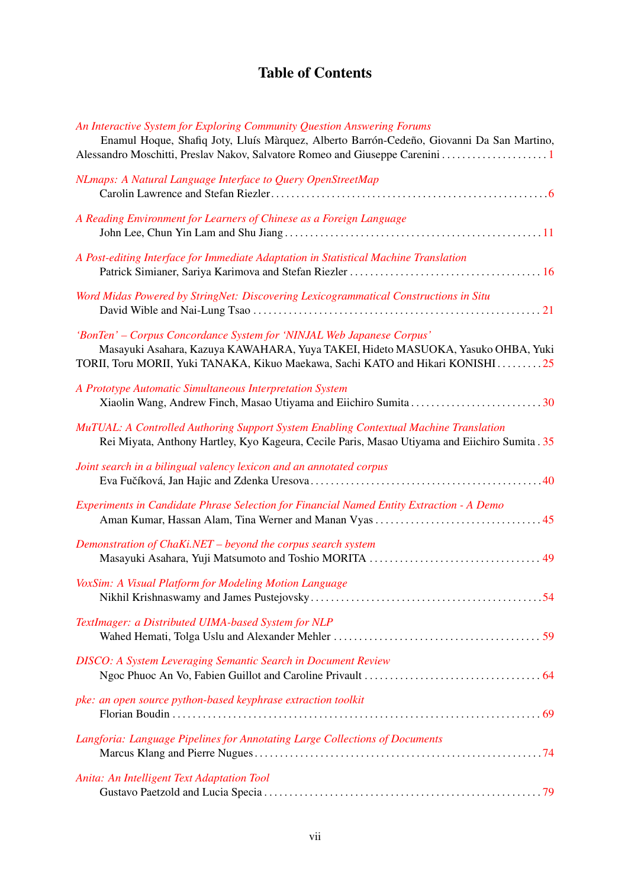# Table of Contents

*An Interactive System for Exploring Community Question Answering Forums*
Enamul Hoque, Shafiq Joty, Lluís Màrquez, Alberto Barrón-Cedeño, Giovanni Da San Martino, Alessandro Moschitti, Preslav Nakov, Salvatore Romeo and Giuseppe Carenini . . . . . . . . . . . . . . . . . . . . 1

*NLmaps: A Natural Language Interface to Query OpenStreetMap*
Carolin Lawrence and Stefan Riezler . . . . . . . . . . . . . . . . . . . . . . . . . . . . . . . . . . . . . . . . . . . . . . . . . . . . . . 6

*A Reading Environment for Learners of Chinese as a Foreign Language*
John Lee, Chun Yin Lam and Shu Jiang . . . . . . . . . . . . . . . . . . . . . . . . . . . . . . . . . . . . . . . . . . . . . . . . . . 11

*A Post-editing Interface for Immediate Adaptation in Statistical Machine Translation*
Patrick Simianer, Sariya Karimova and Stefan Riezler . . . . . . . . . . . . . . . . . . . . . . . . . . . . . . . . . . . . . 16

*Word Midas Powered by StringNet: Discovering Lexicogrammatical Constructions in Situ*
David Wible and Nai-Lung Tsao . . . . . . . . . . . . . . . . . . . . . . . . . . . . . . . . . . . . . . . . . . . . . . . . . . . . . . . . 21

*'BonTen' – Corpus Concordance System for 'NINJAL Web Japanese Corpus'*
Masayuki Asahara, Kazuya KAWAHARA, Yuya TAKEI, Hideto MASUOKA, Yasuko OHBA, Yuki TORII, Toru MORII, Yuki TANAKA, Kikuo Maekawa, Sachi KATO and Hikari KONISHI . . . . . . . . . 25

*A Prototype Automatic Simultaneous Interpretation System*
Xiaolin Wang, Andrew Finch, Masao Utiyama and Eiichiro Sumita . . . . . . . . . . . . . . . . . . . . . . . . . . 30

*MuTUAL: A Controlled Authoring Support System Enabling Contextual Machine Translation*
Rei Miyata, Anthony Hartley, Kyo Kageura, Cecile Paris, Masao Utiyama and Eiichiro Sumita . 35

*Joint search in a bilingual valency lexicon and an annotated corpus*
Eva Fučíková, Jan Hajic and Zdenka Uresova . . . . . . . . . . . . . . . . . . . . . . . . . . . . . . . . . . . . . . . . . . . . . 40

*Experiments in Candidate Phrase Selection for Financial Named Entity Extraction - A Demo*
Aman Kumar, Hassan Alam, Tina Werner and Manan Vyas . . . . . . . . . . . . . . . . . . . . . . . . . . . . . . . . . 45

*Demonstration of ChaKi.NET – beyond the corpus search system*
Masayuki Asahara, Yuji Matsumoto and Toshio MORITA . . . . . . . . . . . . . . . . . . . . . . . . . . . . . . . . . 49

*VoxSim: A Visual Platform for Modeling Motion Language*
Nikhil Krishnaswamy and James Pustejovsky . . . . . . . . . . . . . . . . . . . . . . . . . . . . . . . . . . . . . . . . . . . . . 54

*TextImager: a Distributed UIMA-based System for NLP*
Wahed Hemati, Tolga Uslu and Alexander Mehler . . . . . . . . . . . . . . . . . . . . . . . . . . . . . . . . . . . . . . . . 59

*DISCO: A System Leveraging Semantic Search in Document Review*
Ngoc Phuoc An Vo, Fabien Guillot and Caroline Privault . . . . . . . . . . . . . . . . . . . . . . . . . . . . . . . . . . 64

*pke: an open source python-based keyphrase extraction toolkit*
Florian Boudin . . . . . . . . . . . . . . . . . . . . . . . . . . . . . . . . . . . . . . . . . . . . . . . . . . . . . . . . . . . . . . . . . . . . . . . . 69

*Langforia: Language Pipelines for Annotating Large Collections of Documents*
Marcus Klang and Pierre Nugues . . . . . . . . . . . . . . . . . . . . . . . . . . . . . . . . . . . . . . . . . . . . . . . . . . . . . . . . 74

*Anita: An Intelligent Text Adaptation Tool*
Gustavo Paetzold and Lucia Specia . . . . . . . . . . . . . . . . . . . . . . . . . . . . . . . . . . . . . . . . . . . . . . . . . . . . . . 79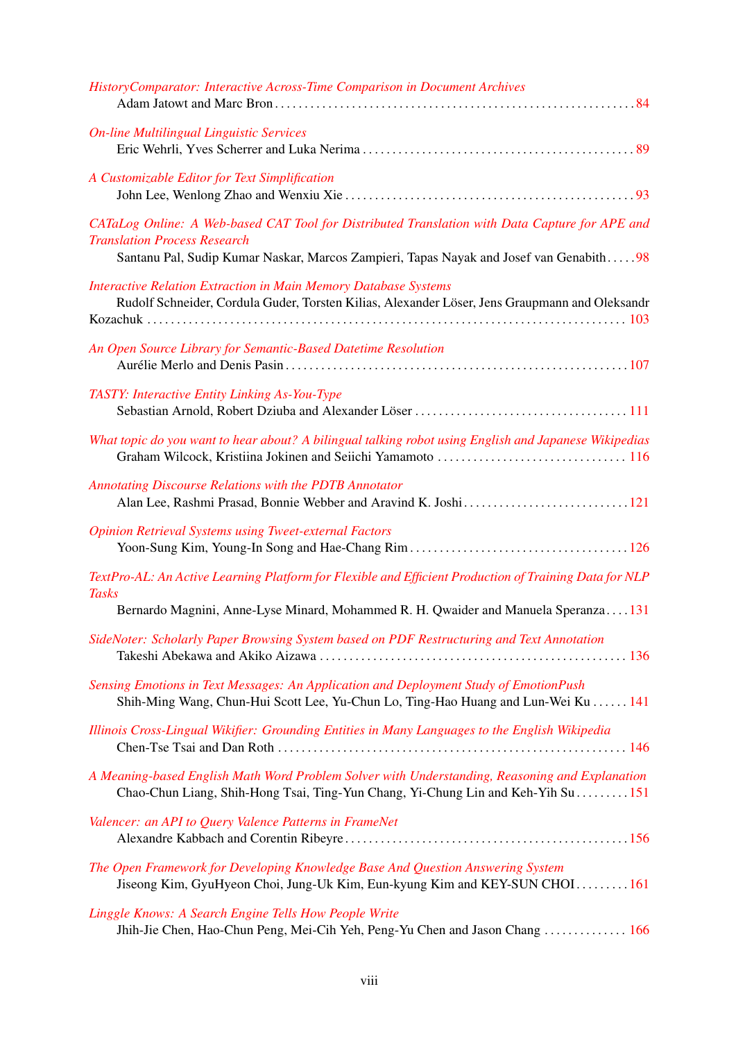*HistoryComparator: Interactive Across-Time Comparison in Document Archives*
Adam Jatowt and Marc Bron . . . 84

*On-line Multilingual Linguistic Services*
Eric Wehrli, Yves Scherrer and Luka Nerima . . . 89

*A Customizable Editor for Text Simplification*
John Lee, Wenlong Zhao and Wenxiu Xie . . . 93

*CATaLog Online: A Web-based CAT Tool for Distributed Translation with Data Capture for APE and Translation Process Research*
Santanu Pal, Sudip Kumar Naskar, Marcos Zampieri, Tapas Nayak and Josef van Genabith . . . 98

*Interactive Relation Extraction in Main Memory Database Systems*
Rudolf Schneider, Cordula Guder, Torsten Kilias, Alexander Löser, Jens Graupmann and Oleksandr Kozachuk . . . 103

*An Open Source Library for Semantic-Based Datetime Resolution*
Aurélie Merlo and Denis Pasin . . . 107

*TASTY: Interactive Entity Linking As-You-Type*
Sebastian Arnold, Robert Dziuba and Alexander Löser . . . 111

*What topic do you want to hear about? A bilingual talking robot using English and Japanese Wikipedias*
Graham Wilcock, Kristiina Jokinen and Seiichi Yamamoto . . . 116

*Annotating Discourse Relations with the PDTB Annotator*
Alan Lee, Rashmi Prasad, Bonnie Webber and Aravind K. Joshi . . . 121

*Opinion Retrieval Systems using Tweet-external Factors*
Yoon-Sung Kim, Young-In Song and Hae-Chang Rim . . . 126

*TextPro-AL: An Active Learning Platform for Flexible and Efficient Production of Training Data for NLP Tasks*
Bernardo Magnini, Anne-Lyse Minard, Mohammed R. H. Qwaider and Manuela Speranza . . . 131

*SideNoter: Scholarly Paper Browsing System based on PDF Restructuring and Text Annotation*
Takeshi Abekawa and Akiko Aizawa . . . 136

*Sensing Emotions in Text Messages: An Application and Deployment Study of EmotionPush*
Shih-Ming Wang, Chun-Hui Scott Lee, Yu-Chun Lo, Ting-Hao Huang and Lun-Wei Ku . . . 141

*Illinois Cross-Lingual Wikifier: Grounding Entities in Many Languages to the English Wikipedia*
Chen-Tse Tsai and Dan Roth . . . 146

*A Meaning-based English Math Word Problem Solver with Understanding, Reasoning and Explanation*
Chao-Chun Liang, Shih-Hong Tsai, Ting-Yun Chang, Yi-Chung Lin and Keh-Yih Su . . . 151

*Valencer: an API to Query Valence Patterns in FrameNet*
Alexandre Kabbach and Corentin Ribeyre . . . 156

*The Open Framework for Developing Knowledge Base And Question Answering System*
Jiseong Kim, GyuHyeon Choi, Jung-Uk Kim, Eun-kyung Kim and KEY-SUN CHOI . . . 161

*Linggle Knows: A Search Engine Tells How People Write*
Jhih-Jie Chen, Hao-Chun Peng, Mei-Cih Yeh, Peng-Yu Chen and Jason Chang . . . 166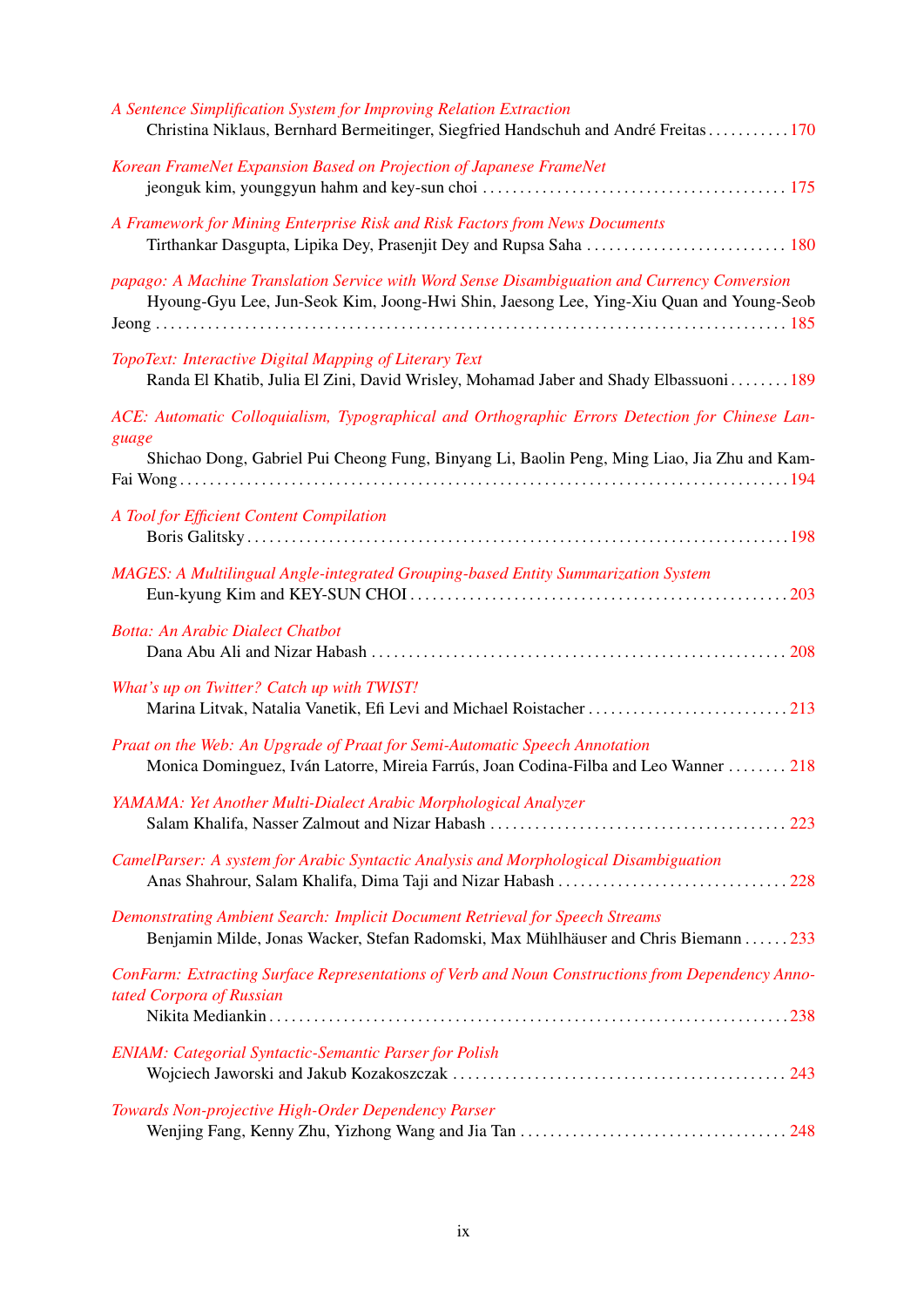*A Sentence Simplification System for Improving Relation Extraction*
Christina Niklaus, Bernhard Bermeitinger, Siegfried Handschuh and André Freitas . . . . . . . . . . . 170

*Korean FrameNet Expansion Based on Projection of Japanese FrameNet*
jeonguk kim, younggyun hahm and key-sun choi . . . . . . . . . . . . . . . . . . . . . . . . . . . . . . . . . . . . . . . 175

*A Framework for Mining Enterprise Risk and Risk Factors from News Documents*
Tirthankar Dasgupta, Lipika Dey, Prasenjit Dey and Rupsa Saha . . . . . . . . . . . . . . . . . . . . . . . . . . 180

*papago: A Machine Translation Service with Word Sense Disambiguation and Currency Conversion*
Hyoung-Gyu Lee, Jun-Seok Kim, Joong-Hwi Shin, Jaesong Lee, Ying-Xiu Quan and Young-Seob Jeong . . . . . . . . . . . . . . . . . . . . . . . . . . . . . . . . . . . . . . . . . . . . . . . . . . . . . . . . . . . . . . . . . . . . . . . . . . . . . . 185

*TopoText: Interactive Digital Mapping of Literary Text*
Randa El Khatib, Julia El Zini, David Wrisley, Mohamad Jaber and Shady Elbassuoni . . . . . . . . 189

*ACE: Automatic Colloquialism, Typographical and Orthographic Errors Detection for Chinese Language*
Shichao Dong, Gabriel Pui Cheong Fung, Binyang Li, Baolin Peng, Ming Liao, Jia Zhu and Kam-Fai Wong . . . . . . . . . . . . . . . . . . . . . . . . . . . . . . . . . . . . . . . . . . . . . . . . . . . . . . . . . . . . . . . . . . . . . . . . . 194

*A Tool for Efficient Content Compilation*
Boris Galitsky . . . . . . . . . . . . . . . . . . . . . . . . . . . . . . . . . . . . . . . . . . . . . . . . . . . . . . . . . . . . . . . . . . . . . . . 198

*MAGES: A Multilingual Angle-integrated Grouping-based Entity Summarization System*
Eun-kyung Kim and KEY-SUN CHOI . . . . . . . . . . . . . . . . . . . . . . . . . . . . . . . . . . . . . . . . . . . . . . . . . . 203

*Botta: An Arabic Dialect Chatbot*
Dana Abu Ali and Nizar Habash . . . . . . . . . . . . . . . . . . . . . . . . . . . . . . . . . . . . . . . . . . . . . . . . . . . . . . 208

*What's up on Twitter? Catch up with TWIST!*
Marina Litvak, Natalia Vanetik, Efi Levi and Michael Roistacher . . . . . . . . . . . . . . . . . . . . . . . . . . . 213

*Praat on the Web: An Upgrade of Praat for Semi-Automatic Speech Annotation*
Monica Dominguez, Iván Latorre, Mireia Farrús, Joan Codina-Filba and Leo Wanner . . . . . . . . 218

*YAMAMA: Yet Another Multi-Dialect Arabic Morphological Analyzer*
Salam Khalifa, Nasser Zalmout and Nizar Habash . . . . . . . . . . . . . . . . . . . . . . . . . . . . . . . . . . . . . . . 223

*CamelParser: A system for Arabic Syntactic Analysis and Morphological Disambiguation*
Anas Shahrour, Salam Khalifa, Dima Taji and Nizar Habash . . . . . . . . . . . . . . . . . . . . . . . . . . . . . . . 228

*Demonstrating Ambient Search: Implicit Document Retrieval for Speech Streams*
Benjamin Milde, Jonas Wacker, Stefan Radomski, Max Mühlhäuser and Chris Biemann . . . . . . 233

*ConFarm: Extracting Surface Representations of Verb and Noun Constructions from Dependency Annotated Corpora of Russian*
Nikita Mediankin . . . . . . . . . . . . . . . . . . . . . . . . . . . . . . . . . . . . . . . . . . . . . . . . . . . . . . . . . . . . . . . . . . . . 238

*ENIAM: Categorial Syntactic-Semantic Parser for Polish*
Wojciech Jaworski and Jakub Kozakoszczak . . . . . . . . . . . . . . . . . . . . . . . . . . . . . . . . . . . . . . . . . . . . . 243

*Towards Non-projective High-Order Dependency Parser*
Wenjing Fang, Kenny Zhu, Yizhong Wang and Jia Tan . . . . . . . . . . . . . . . . . . . . . . . . . . . . . . . . . . . 248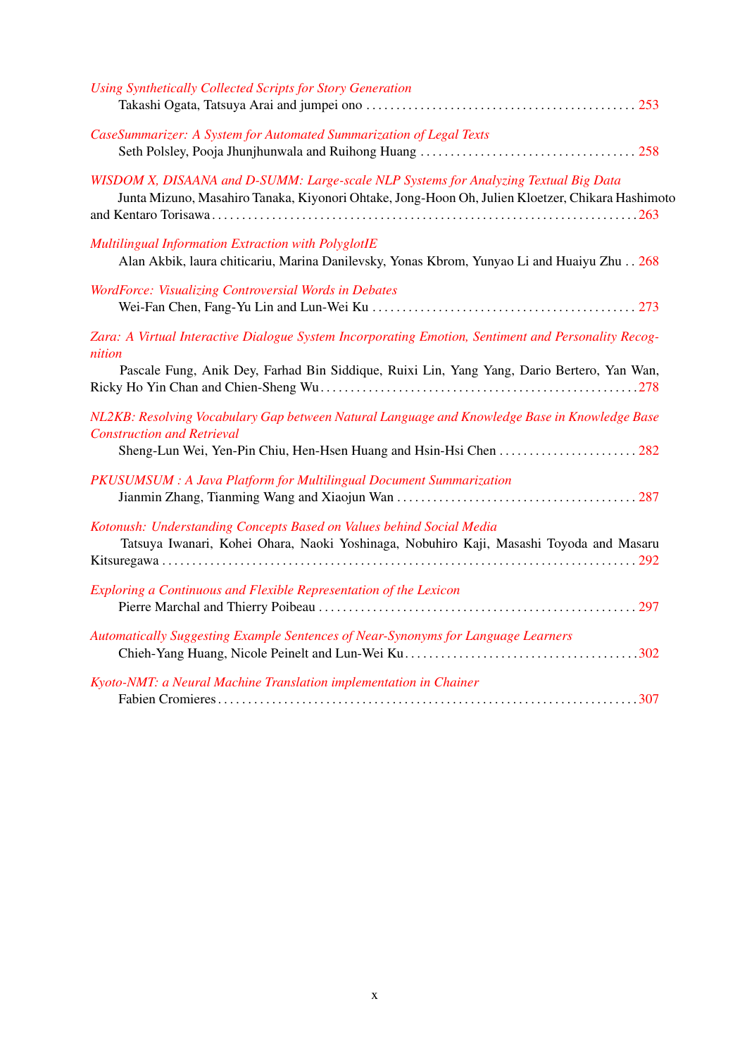*Using Synthetically Collected Scripts for Story Generation*
Takashi Ogata, Tatsuya Arai and jumpei ono . . . . . . . . . . . . . . . . . . . . . . . . . . . . . . . . . . . . . . . . . . . . 253

*CaseSummarizer: A System for Automated Summarization of Legal Texts*
Seth Polsley, Pooja Jhunjhunwala and Ruihong Huang . . . . . . . . . . . . . . . . . . . . . . . . . . . . . . . . . . . 258

*WISDOM X, DISAANA and D-SUMM: Large-scale NLP Systems for Analyzing Textual Big Data*
Junta Mizuno, Masahiro Tanaka, Kiyonori Ohtake, Jong-Hoon Oh, Julien Kloetzer, Chikara Hashimoto and Kentaro Torisawa . . . . . . . . . . . . . . . . . . . . . . . . . . . . . . . . . . . . . . . . . . . . . . . . . . . . . . . . . . . . . . . . . . . 263

*Multilingual Information Extraction with PolyglotIE*
Alan Akbik, laura chiticariu, Marina Danilevsky, Yonas Kbrom, Yunyao Li and Huaiyu Zhu . . 268

*WordForce: Visualizing Controversial Words in Debates*
Wei-Fan Chen, Fang-Yu Lin and Lun-Wei Ku . . . . . . . . . . . . . . . . . . . . . . . . . . . . . . . . . . . . . . . . . . . 273

*Zara: A Virtual Interactive Dialogue System Incorporating Emotion, Sentiment and Personality Recognition*
Pascale Fung, Anik Dey, Farhad Bin Siddique, Ruixi Lin, Yang Yang, Dario Bertero, Yan Wan, Ricky Ho Yin Chan and Chien-Sheng Wu . . . . . . . . . . . . . . . . . . . . . . . . . . . . . . . . . . . . . . . . . . . . . . . . . . . 278

*NL2KB: Resolving Vocabulary Gap between Natural Language and Knowledge Base in Knowledge Base Construction and Retrieval*
Sheng-Lun Wei, Yen-Pin Chiu, Hen-Hsen Huang and Hsin-Hsi Chen . . . . . . . . . . . . . . . . . . . . . . . 282

*PKUSUMSUM : A Java Platform for Multilingual Document Summarization*
Jianmin Zhang, Tianming Wang and Xiaojun Wan . . . . . . . . . . . . . . . . . . . . . . . . . . . . . . . . . . . . . . . 287

*Kotonush: Understanding Concepts Based on Values behind Social Media*
Tatsuya Iwanari, Kohei Ohara, Naoki Yoshinaga, Nobuhiro Kaji, Masashi Toyoda and Masaru Kitsuregawa . . . . . . . . . . . . . . . . . . . . . . . . . . . . . . . . . . . . . . . . . . . . . . . . . . . . . . . . . . . . . . . . . . . . . . . . . . . 292

*Exploring a Continuous and Flexible Representation of the Lexicon*
Pierre Marchal and Thierry Poibeau . . . . . . . . . . . . . . . . . . . . . . . . . . . . . . . . . . . . . . . . . . . . . . . . . . . . 297

*Automatically Suggesting Example Sentences of Near-Synonyms for Language Learners*
Chieh-Yang Huang, Nicole Peinelt and Lun-Wei Ku . . . . . . . . . . . . . . . . . . . . . . . . . . . . . . . . . . . . . . 302

*Kyoto-NMT: a Neural Machine Translation implementation in Chainer*
Fabien Cromieres . . . . . . . . . . . . . . . . . . . . . . . . . . . . . . . . . . . . . . . . . . . . . . . . . . . . . . . . . . . . . . . . . . . . 307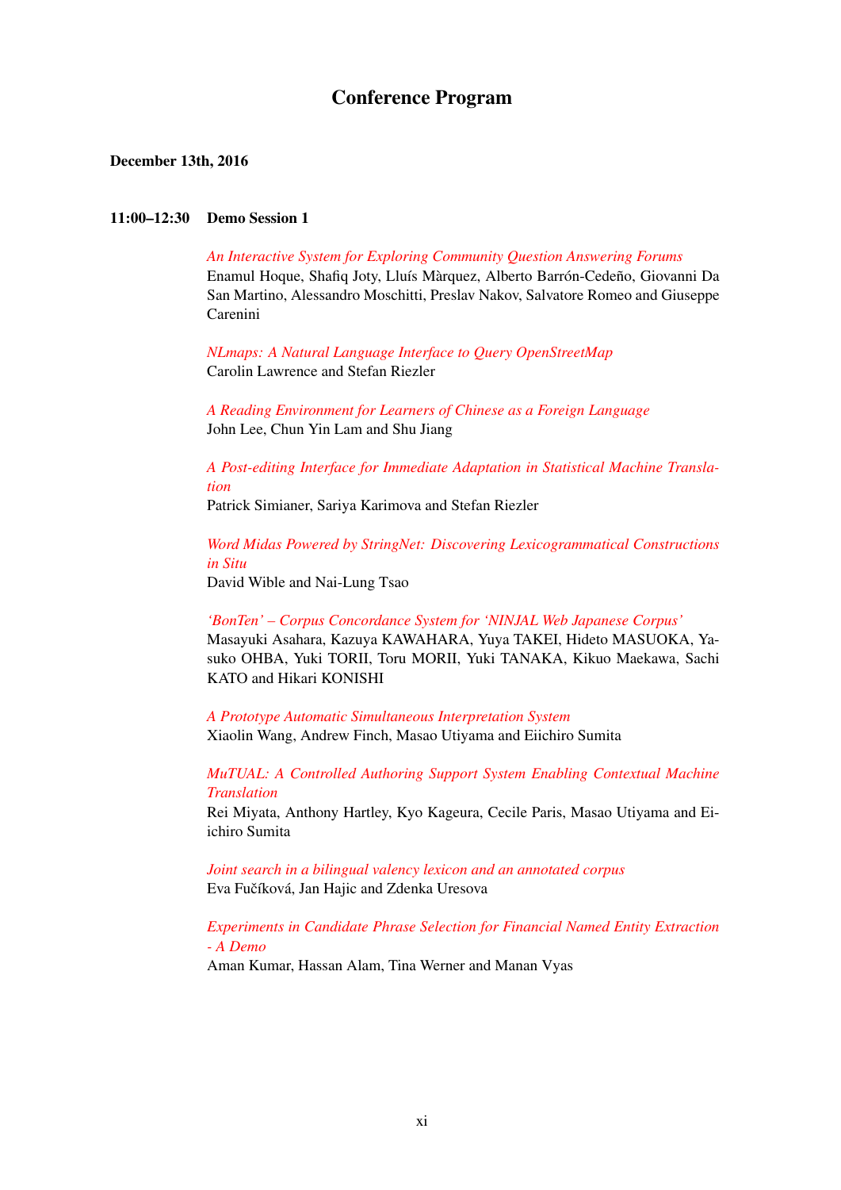# Conference Program

**December 13th, 2016**

**11:00–12:30 Demo Session 1**

*An Interactive System for Exploring Community Question Answering Forums*
Enamul Hoque, Shafiq Joty, Lluís Màrquez, Alberto Barrón-Cedeño, Giovanni Da San Martino, Alessandro Moschitti, Preslav Nakov, Salvatore Romeo and Giuseppe Carenini

*NLmaps: A Natural Language Interface to Query OpenStreetMap*
Carolin Lawrence and Stefan Riezler

*A Reading Environment for Learners of Chinese as a Foreign Language*
John Lee, Chun Yin Lam and Shu Jiang

*A Post-editing Interface for Immediate Adaptation in Statistical Machine Translation*
Patrick Simianer, Sariya Karimova and Stefan Riezler

*Word Midas Powered by StringNet: Discovering Lexicogrammatical Constructions in Situ*
David Wible and Nai-Lung Tsao

*'BonTen' – Corpus Concordance System for 'NINJAL Web Japanese Corpus'*
Masayuki Asahara, Kazuya KAWAHARA, Yuya TAKEI, Hideto MASUOKA, Yasuko OHBA, Yuki TORII, Toru MORII, Yuki TANAKA, Kikuo Maekawa, Sachi KATO and Hikari KONISHI

*A Prototype Automatic Simultaneous Interpretation System*
Xiaolin Wang, Andrew Finch, Masao Utiyama and Eiichiro Sumita

*MuTUAL: A Controlled Authoring Support System Enabling Contextual Machine Translation*
Rei Miyata, Anthony Hartley, Kyo Kageura, Cecile Paris, Masao Utiyama and Eiichiro Sumita

*Joint search in a bilingual valency lexicon and an annotated corpus*
Eva Fučíková, Jan Hajic and Zdenka Uresova

*Experiments in Candidate Phrase Selection for Financial Named Entity Extraction - A Demo*
Aman Kumar, Hassan Alam, Tina Werner and Manan Vyas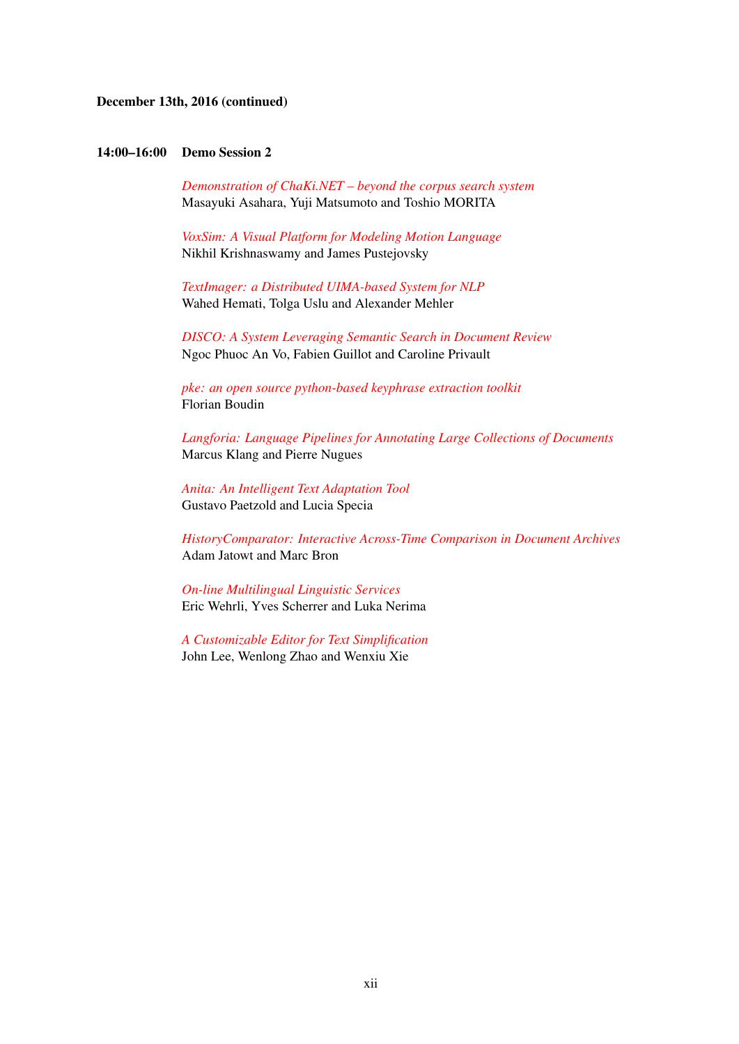**December 13th, 2016 (continued)**

**14:00–16:00 Demo Session 2**

*Demonstration of ChaKi.NET – beyond the corpus search system*
Masayuki Asahara, Yuji Matsumoto and Toshio MORITA

*VoxSim: A Visual Platform for Modeling Motion Language*
Nikhil Krishnaswamy and James Pustejovsky

*TextImager: a Distributed UIMA-based System for NLP*
Wahed Hemati, Tolga Uslu and Alexander Mehler

*DISCO: A System Leveraging Semantic Search in Document Review*
Ngoc Phuoc An Vo, Fabien Guillot and Caroline Privault

*pke: an open source python-based keyphrase extraction toolkit*
Florian Boudin

*Langforia: Language Pipelines for Annotating Large Collections of Documents*
Marcus Klang and Pierre Nugues

*Anita: An Intelligent Text Adaptation Tool*
Gustavo Paetzold and Lucia Specia

*HistoryComparator: Interactive Across-Time Comparison in Document Archives*
Adam Jatowt and Marc Bron

*On-line Multilingual Linguistic Services*
Eric Wehrli, Yves Scherrer and Luka Nerima

*A Customizable Editor for Text Simplification*
John Lee, Wenlong Zhao and Wenxiu Xie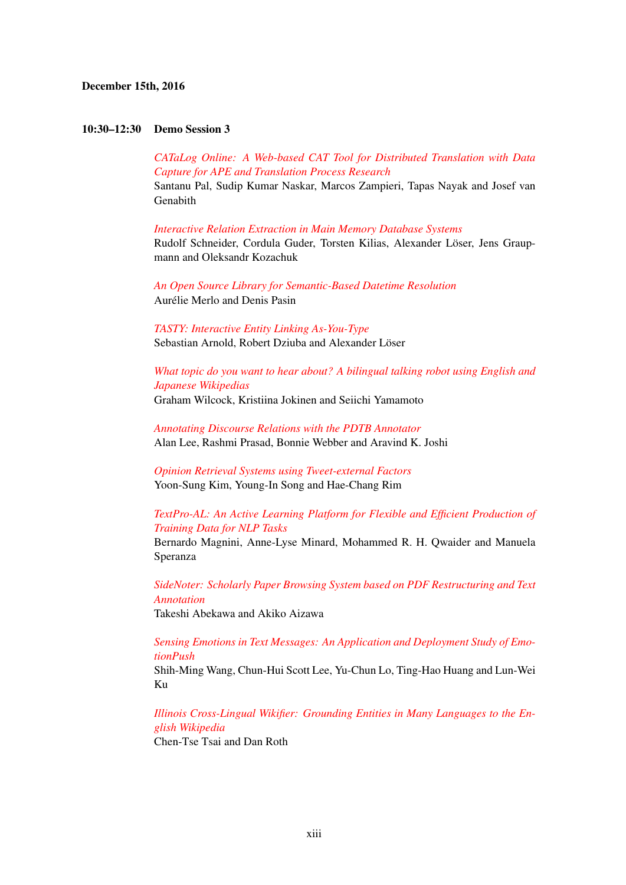**December 15th, 2016**

**10:30–12:30 Demo Session 3**

*CATaLog Online: A Web-based CAT Tool for Distributed Translation with Data Capture for APE and Translation Process Research*
Santanu Pal, Sudip Kumar Naskar, Marcos Zampieri, Tapas Nayak and Josef van Genabith

*Interactive Relation Extraction in Main Memory Database Systems*
Rudolf Schneider, Cordula Guder, Torsten Kilias, Alexander Löser, Jens Graupmann and Oleksandr Kozachuk

*An Open Source Library for Semantic-Based Datetime Resolution*
Aurélie Merlo and Denis Pasin

*TASTY: Interactive Entity Linking As-You-Type*
Sebastian Arnold, Robert Dziuba and Alexander Löser

*What topic do you want to hear about? A bilingual talking robot using English and Japanese Wikipedias*
Graham Wilcock, Kristiina Jokinen and Seiichi Yamamoto

*Annotating Discourse Relations with the PDTB Annotator*
Alan Lee, Rashmi Prasad, Bonnie Webber and Aravind K. Joshi

*Opinion Retrieval Systems using Tweet-external Factors*
Yoon-Sung Kim, Young-In Song and Hae-Chang Rim

*TextPro-AL: An Active Learning Platform for Flexible and Efficient Production of Training Data for NLP Tasks*
Bernardo Magnini, Anne-Lyse Minard, Mohammed R. H. Qwaider and Manuela Speranza

*SideNoter: Scholarly Paper Browsing System based on PDF Restructuring and Text Annotation*
Takeshi Abekawa and Akiko Aizawa

*Sensing Emotions in Text Messages: An Application and Deployment Study of EmotionPush*
Shih-Ming Wang, Chun-Hui Scott Lee, Yu-Chun Lo, Ting-Hao Huang and Lun-Wei Ku

*Illinois Cross-Lingual Wikifier: Grounding Entities in Many Languages to the English Wikipedia*
Chen-Tse Tsai and Dan Roth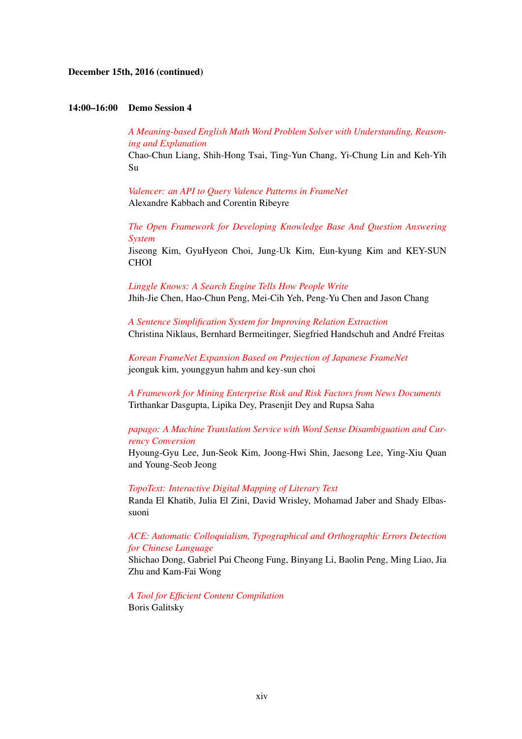**December 15th, 2016 (continued)**

**14:00–16:00 Demo Session 4**

*A Meaning-based English Math Word Problem Solver with Understanding, Reasoning and Explanation*
Chao-Chun Liang, Shih-Hong Tsai, Ting-Yun Chang, Yi-Chung Lin and Keh-Yih Su

*Valencer: an API to Query Valence Patterns in FrameNet*
Alexandre Kabbach and Corentin Ribeyre

*The Open Framework for Developing Knowledge Base And Question Answering System*
Jiseong Kim, GyuHyeon Choi, Jung-Uk Kim, Eun-kyung Kim and KEY-SUN CHOI

*Linggle Knows: A Search Engine Tells How People Write*
Jhih-Jie Chen, Hao-Chun Peng, Mei-Cih Yeh, Peng-Yu Chen and Jason Chang

*A Sentence Simplification System for Improving Relation Extraction*
Christina Niklaus, Bernhard Bermeitinger, Siegfried Handschuh and André Freitas

*Korean FrameNet Expansion Based on Projection of Japanese FrameNet*
jeonguk kim, younggyun hahm and key-sun choi

*A Framework for Mining Enterprise Risk and Risk Factors from News Documents*
Tirthankar Dasgupta, Lipika Dey, Prasenjit Dey and Rupsa Saha

*papago: A Machine Translation Service with Word Sense Disambiguation and Currency Conversion*
Hyoung-Gyu Lee, Jun-Seok Kim, Joong-Hwi Shin, Jaesong Lee, Ying-Xiu Quan and Young-Seob Jeong

*TopoText: Interactive Digital Mapping of Literary Text*
Randa El Khatib, Julia El Zini, David Wrisley, Mohamad Jaber and Shady Elbassuoni

*ACE: Automatic Colloquialism, Typographical and Orthographic Errors Detection for Chinese Language*
Shichao Dong, Gabriel Pui Cheong Fung, Binyang Li, Baolin Peng, Ming Liao, Jia Zhu and Kam-Fai Wong

*A Tool for Efficient Content Compilation*
Boris Galitsky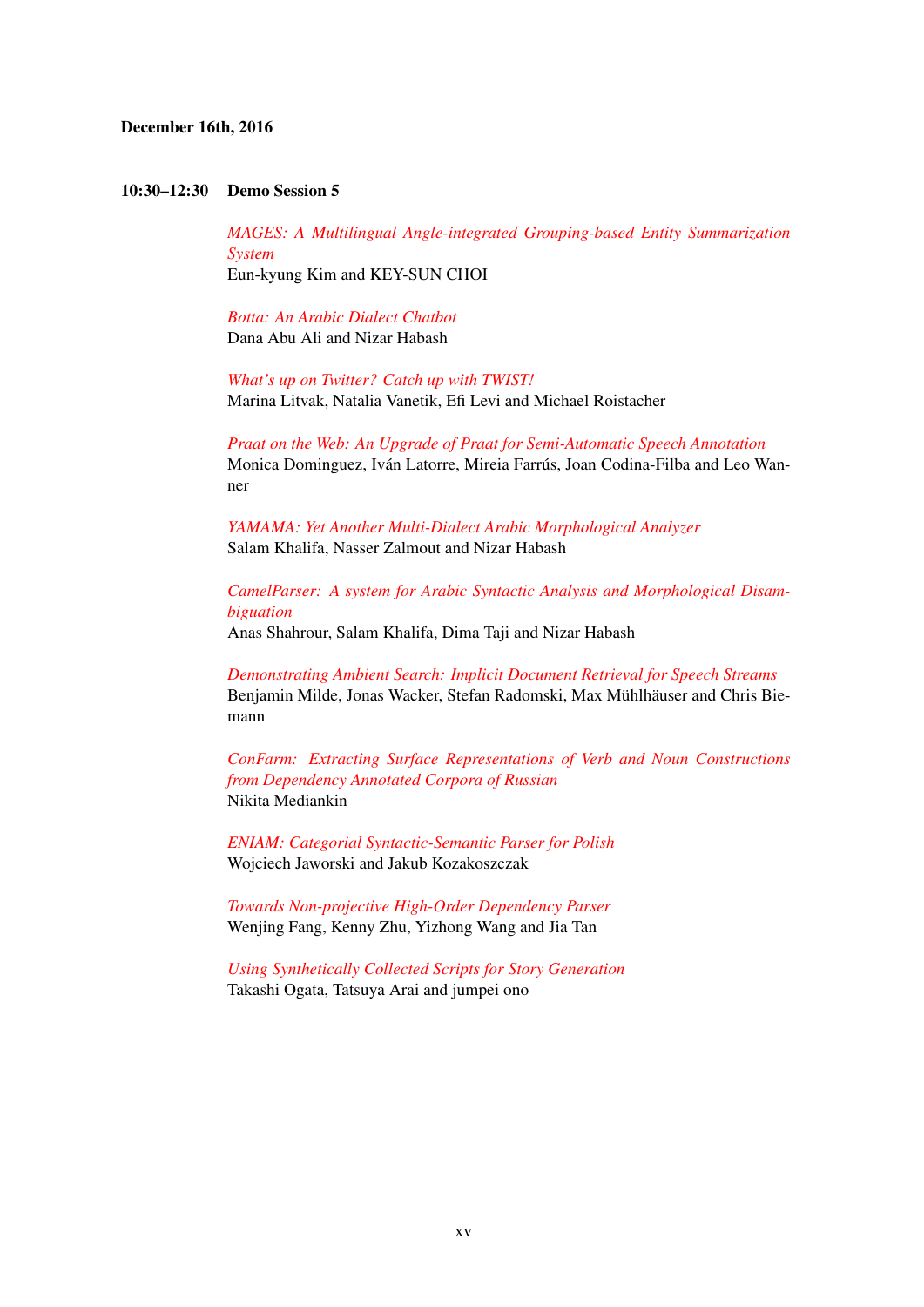**December 16th, 2016**

**10:30–12:30 Demo Session 5**

*MAGES: A Multilingual Angle-integrated Grouping-based Entity Summarization System*
Eun-kyung Kim and KEY-SUN CHOI

*Botta: An Arabic Dialect Chatbot*
Dana Abu Ali and Nizar Habash

*What's up on Twitter? Catch up with TWIST!*
Marina Litvak, Natalia Vanetik, Efi Levi and Michael Roistacher

*Praat on the Web: An Upgrade of Praat for Semi-Automatic Speech Annotation*
Monica Dominguez, Iván Latorre, Mireia Farrús, Joan Codina-Filba and Leo Wanner

*YAMAMA: Yet Another Multi-Dialect Arabic Morphological Analyzer*
Salam Khalifa, Nasser Zalmout and Nizar Habash

*CamelParser: A system for Arabic Syntactic Analysis and Morphological Disambiguation*
Anas Shahrour, Salam Khalifa, Dima Taji and Nizar Habash

*Demonstrating Ambient Search: Implicit Document Retrieval for Speech Streams*
Benjamin Milde, Jonas Wacker, Stefan Radomski, Max Mühlhäuser and Chris Biemann

*ConFarm: Extracting Surface Representations of Verb and Noun Constructions from Dependency Annotated Corpora of Russian*
Nikita Mediankin

*ENIAM: Categorial Syntactic-Semantic Parser for Polish*
Wojciech Jaworski and Jakub Kozakoszczak

*Towards Non-projective High-Order Dependency Parser*
Wenjing Fang, Kenny Zhu, Yizhong Wang and Jia Tan

*Using Synthetically Collected Scripts for Story Generation*
Takashi Ogata, Tatsuya Arai and jumpei ono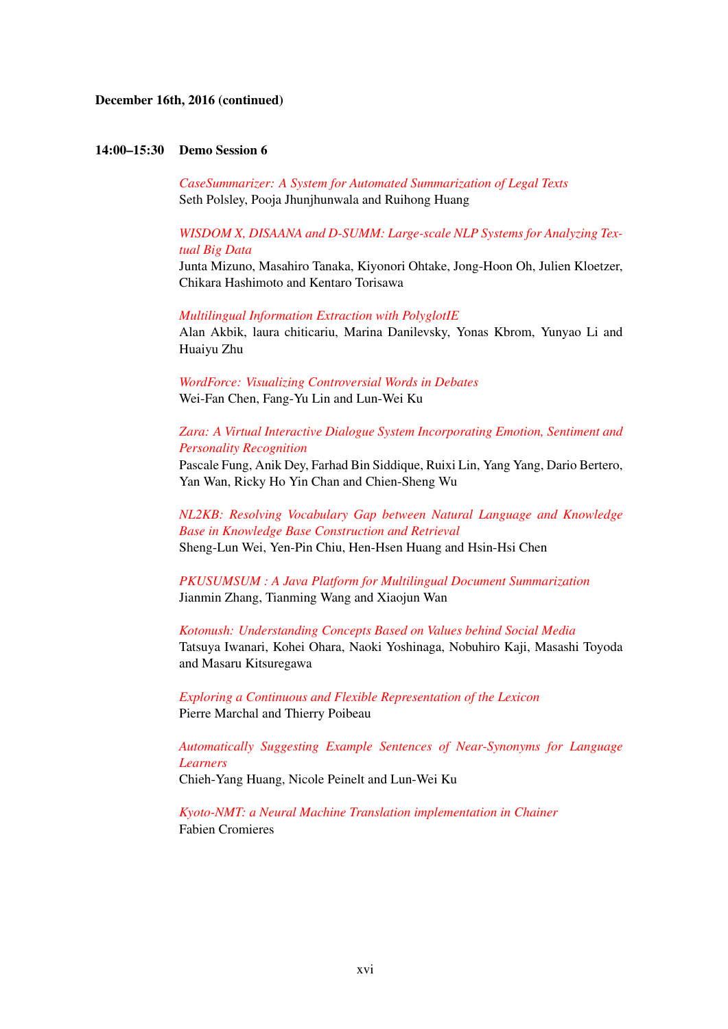**December 16th, 2016 (continued)**

**14:00–15:30 Demo Session 6**

*CaseSummarizer: A System for Automated Summarization of Legal Texts*
Seth Polsley, Pooja Jhunjhunwala and Ruihong Huang

*WISDOM X, DISAANA and D-SUMM: Large-scale NLP Systems for Analyzing Textual Big Data*
Junta Mizuno, Masahiro Tanaka, Kiyonori Ohtake, Jong-Hoon Oh, Julien Kloetzer, Chikara Hashimoto and Kentaro Torisawa

*Multilingual Information Extraction with PolyglotIE*
Alan Akbik, laura chiticariu, Marina Danilevsky, Yonas Kbrom, Yunyao Li and Huaiyu Zhu

*WordForce: Visualizing Controversial Words in Debates*
Wei-Fan Chen, Fang-Yu Lin and Lun-Wei Ku

*Zara: A Virtual Interactive Dialogue System Incorporating Emotion, Sentiment and Personality Recognition*
Pascale Fung, Anik Dey, Farhad Bin Siddique, Ruixi Lin, Yang Yang, Dario Bertero, Yan Wan, Ricky Ho Yin Chan and Chien-Sheng Wu

*NL2KB: Resolving Vocabulary Gap between Natural Language and Knowledge Base in Knowledge Base Construction and Retrieval*
Sheng-Lun Wei, Yen-Pin Chiu, Hen-Hsen Huang and Hsin-Hsi Chen

*PKUSUMSUM : A Java Platform for Multilingual Document Summarization*
Jianmin Zhang, Tianming Wang and Xiaojun Wan

*Kotonush: Understanding Concepts Based on Values behind Social Media*
Tatsuya Iwanari, Kohei Ohara, Naoki Yoshinaga, Nobuhiro Kaji, Masashi Toyoda and Masaru Kitsuregawa

*Exploring a Continuous and Flexible Representation of the Lexicon*
Pierre Marchal and Thierry Poibeau

*Automatically Suggesting Example Sentences of Near-Synonyms for Language Learners*
Chieh-Yang Huang, Nicole Peinelt and Lun-Wei Ku

*Kyoto-NMT: a Neural Machine Translation implementation in Chainer*
Fabien Cromieres